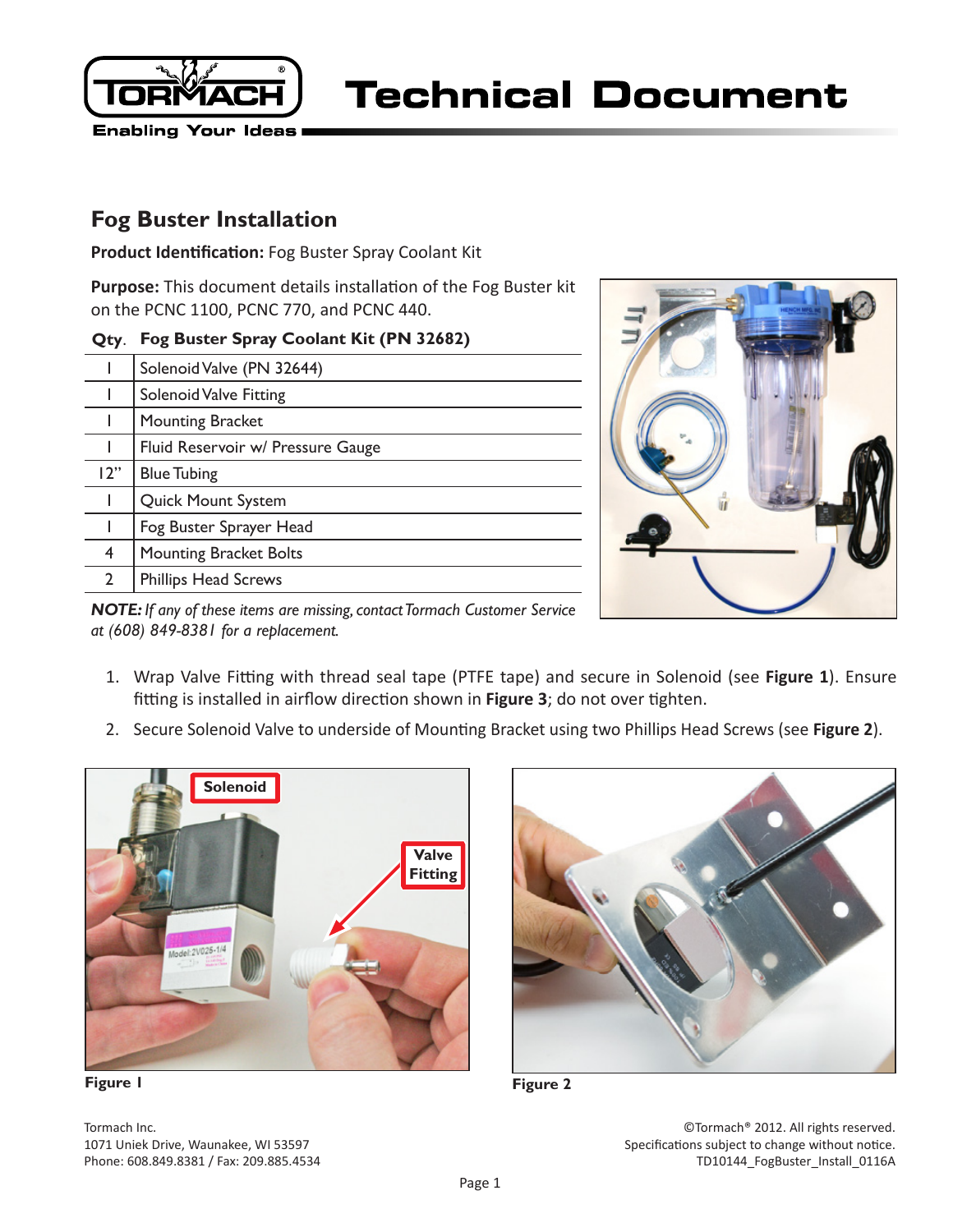## Fog Buster Installation

**Product Identification:** Fog Buster Spray Coolant Kit

**Purpose:** This document details installation of the Fog Buster kit on the PCNC 1100, PCNC 770, and PCNC 440.

| Qty. | Fog Buster Spray Coolant Kit (PN 32682) |
|---|---|
| 1 | Solenoid Valve (PN 32644) |
| 1 | Solenoid Valve Fitting |
| 1 | Mounting Bracket |
| 1 | Fluid Reservoir w/ Pressure Gauge |
| 12" | Blue Tubing |
| 1 | Quick Mount System |
| 1 | Fog Buster Sprayer Head |
| 4 | Mounting Bracket Bolts |
| 2 | Phillips Head Screws |

***NOTE:*** *If any of these items are missing, contact Tormach Customer Service at (608) 849-8381 for a replacement.*

1. Wrap Valve Fitting with thread seal tape (PTFE tape) and secure in Solenoid (see **Figure 1**). Ensure fitting is installed in airflow direction shown in **Figure 3**; do not over tighten.
2. Secure Solenoid Valve to underside of Mounting Bracket using two Phillips Head Screws (see **Figure 2**).

**Figure 1**

**Figure 2**

Tormach Inc.
1071 Uniek Drive, Waunakee, WI 53597
Phone: 608.849.8381 / Fax: 209.885.4534

©Tormach® 2012. All rights reserved.
Specifications subject to change without notice.
TD10144_FogBuster_Install_0116A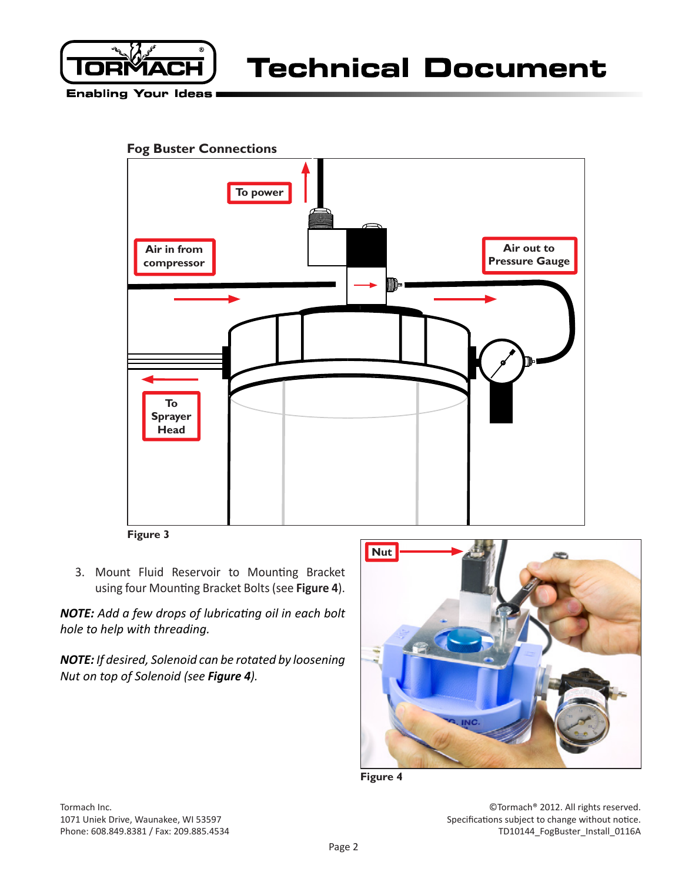**Fog Buster Connections**

To power

Air in from compressor

Air out to Pressure Gauge

To Sprayer Head

Figure 3

3. Mount Fluid Reservoir to Mounting Bracket using four Mounting Bracket Bolts (see **Figure 4**).

***NOTE:*** *Add a few drops of lubricating oil in each bolt hole to help with threading.*

***NOTE:*** *If desired, Solenoid can be rotated by loosening Nut on top of Solenoid (see **Figure 4**).*

Nut

Figure 4

Tormach Inc.
1071 Uniek Drive, Waunakee, WI 53597
Phone: 608.849.8381 / Fax: 209.885.4534

©Tormach® 2012. All rights reserved.
Specifications subject to change without notice.
TD10144_FogBuster_Install_0116A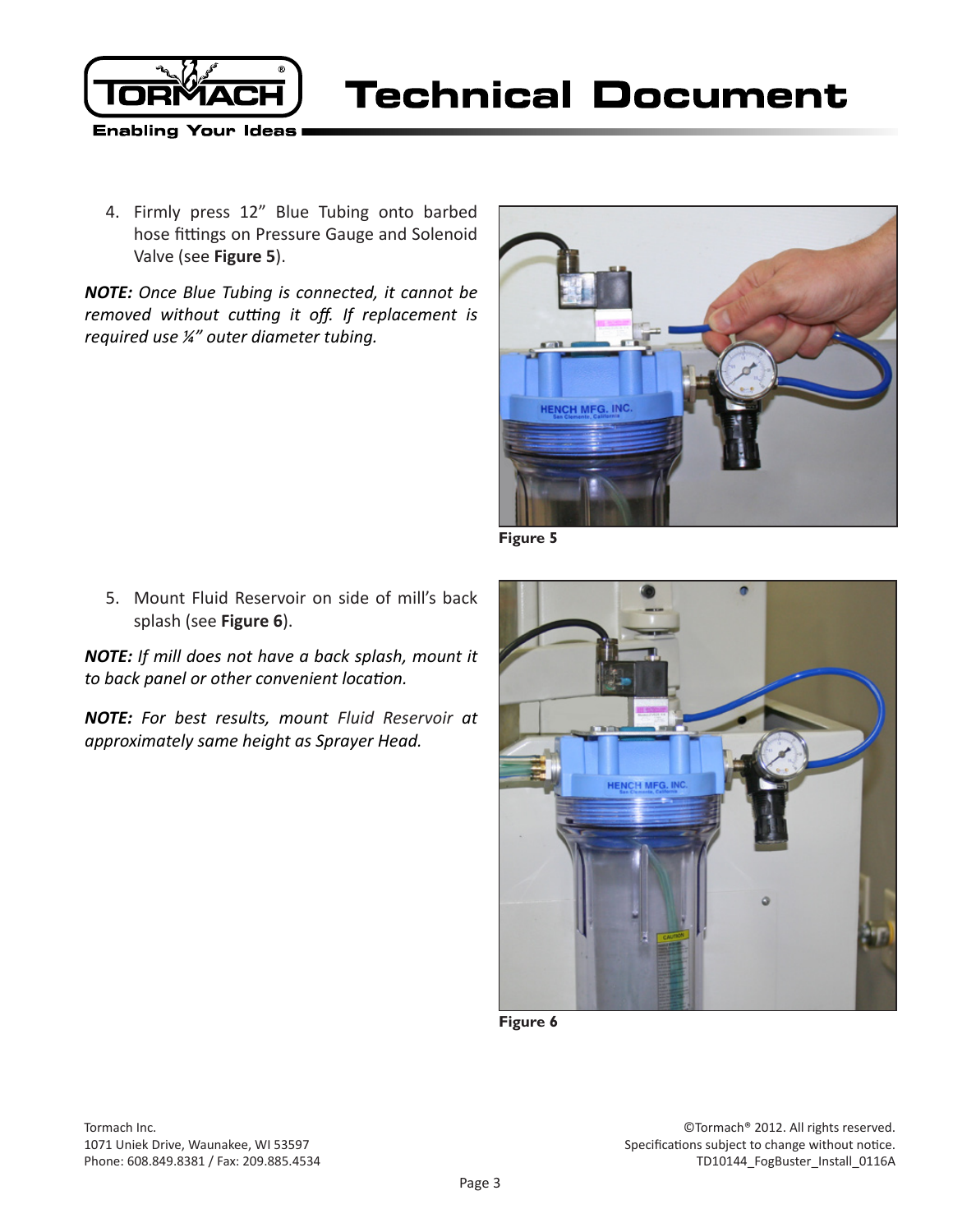4. Firmly press 12” Blue Tubing onto barbed hose fittings on Pressure Gauge and Solenoid Valve (see **Figure 5**).

***NOTE:*** *Once Blue Tubing is connected, it cannot be removed without cutting it off. If replacement is required use ¼” outer diameter tubing.*

**Figure 5**

5. Mount Fluid Reservoir on side of mill’s back splash (see **Figure 6**).

***NOTE:*** *If mill does not have a back splash, mount it to back panel or other convenient location.*

***NOTE:*** *For best results, mount Fluid Reservoir at approximately same height as Sprayer Head.*

**Figure 6**

Tormach Inc.
1071 Uniek Drive, Waunakee, WI 53597
Phone: 608.849.8381 / Fax: 209.885.4534

©Tormach® 2012. All rights reserved.
Specifications subject to change without notice.
TD10144_FogBuster_Install_0116A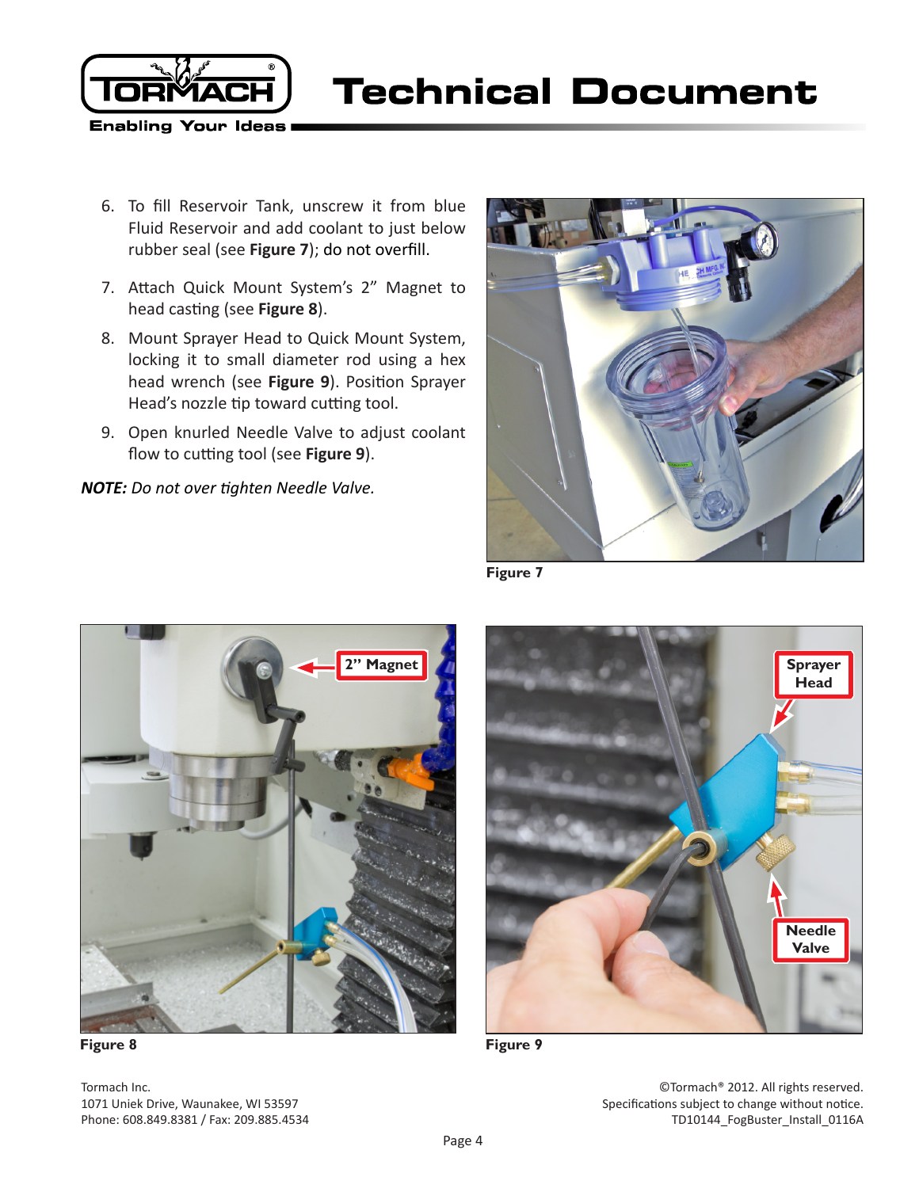6. To fill Reservoir Tank, unscrew it from blue Fluid Reservoir and add coolant to just below rubber seal (see **Figure 7**); do not overfill.
7. Attach Quick Mount System's 2" Magnet to head casting (see **Figure 8**).
8. Mount Sprayer Head to Quick Mount System, locking it to small diameter rod using a hex head wrench (see **Figure 9**). Position Sprayer Head's nozzle tip toward cutting tool.
9. Open knurled Needle Valve to adjust coolant flow to cutting tool (see **Figure 9**).

***NOTE:** Do not over tighten Needle Valve.*

**Figure 7**

**Figure 8**

**Figure 9**

Tormach Inc.
1071 Uniek Drive, Waunakee, WI 53597
Phone: 608.849.8381 / Fax: 209.885.4534

©Tormach® 2012. All rights reserved.
Specifications subject to change without notice.
TD10144_FogBuster_Install_0116A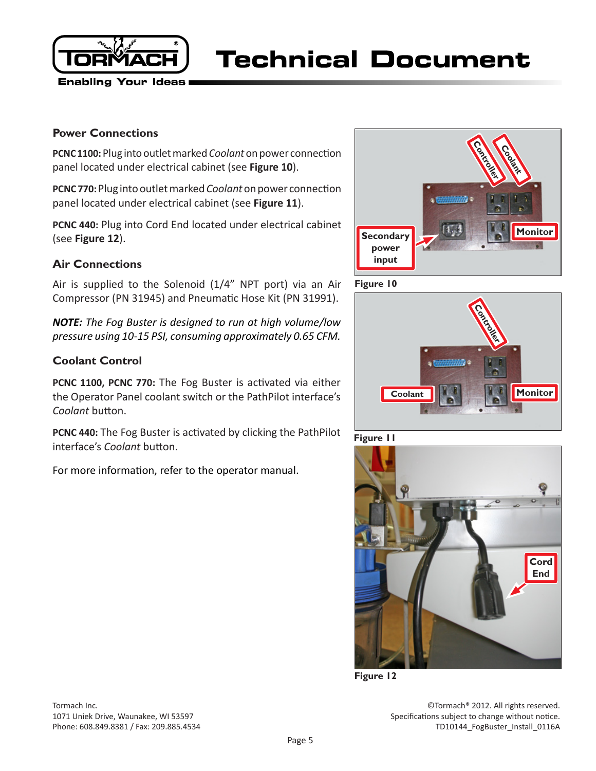## Power Connections

**PCNC 1100:** Plug into outlet marked *Coolant* on power connection panel located under electrical cabinet (see **Figure 10**).

**PCNC 770:** Plug into outlet marked *Coolant* on power connection panel located under electrical cabinet (see **Figure 11**).

**PCNC 440:** Plug into Cord End located under electrical cabinet (see **Figure 12**).

## Air Connections

Air is supplied to the Solenoid (1/4" NPT port) via an Air Compressor (PN 31945) and Pneumatic Hose Kit (PN 31991).

***NOTE:*** *The Fog Buster is designed to run at high volume/low pressure using 10-15 PSI, consuming approximately 0.65 CFM.*

## Coolant Control

**PCNC 1100, PCNC 770:** The Fog Buster is activated via either the Operator Panel coolant switch or the PathPilot interface's *Coolant* button.

**PCNC 440:** The Fog Buster is activated by clicking the PathPilot interface's *Coolant* button.

For more information, refer to the operator manual.

Controller
Coolant
Secondary power input
Monitor

**Figure 10**

Controller
Coolant
Monitor

**Figure 11**

Cord End

**Figure 12**

Tormach Inc.
1071 Uniek Drive, Waunakee, WI 53597
Phone: 608.849.8381 / Fax: 209.885.4534

©Tormach® 2012. All rights reserved.
Specifications subject to change without notice.
TD10144_FogBuster_Install_0116A